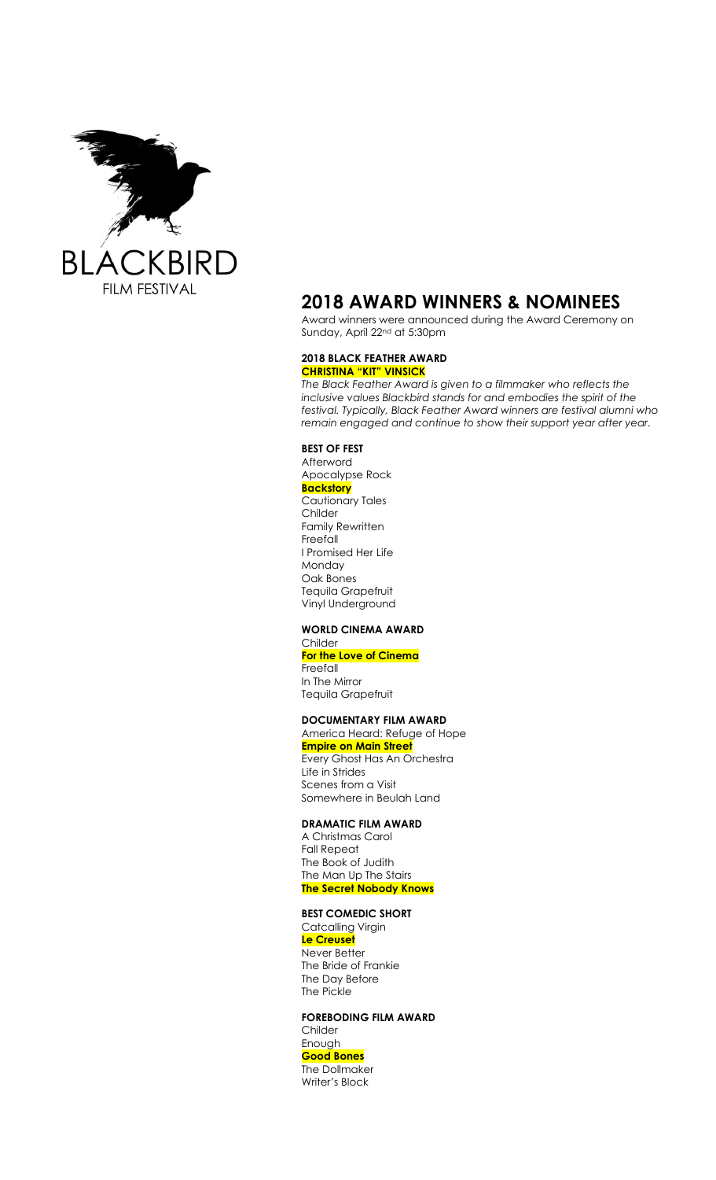BLACKBIRD

FILM FESTIVAL

# 2018 AWARD WINNERS & NOMINEES

Award winners were announced during the Award Ceremony on Sunday, April 22nd at 5:30pm

### 2018 BLACK FEATHER AWARD

**CHRISTINA "KIT" VINSICK**

*The Black Feather Award is given to a filmmaker who reflects the inclusive values Blackbird stands for and embodies the spirit of the festival. Typically, Black Feather Award winners are festival alumni who remain engaged and continue to show their support year after year.*

### BEST OF FEST

Afterword
Apocalypse Rock
**Backstory**
Cautionary Tales
Childer
Family Rewritten
Freefall
I Promised Her Life
Monday
Oak Bones
Tequila Grapefruit
Vinyl Underground

### WORLD CINEMA AWARD

Childer
**For the Love of Cinema**
Freefall
In The Mirror
Tequila Grapefruit

### DOCUMENTARY FILM AWARD

America Heard: Refuge of Hope
**Empire on Main Street**
Every Ghost Has An Orchestra
Life in Strides
Scenes from a Visit
Somewhere in Beulah Land

### DRAMATIC FILM AWARD

A Christmas Carol
Fall Repeat
The Book of Judith
The Man Up The Stairs
**The Secret Nobody Knows**

### BEST COMEDIC SHORT

Catcalling Virgin
**Le Creuset**
Never Better
The Bride of Frankie
The Day Before
The Pickle

### FOREBODING FILM AWARD

Childer
Enough
**Good Bones**
The Dollmaker
Writer's Block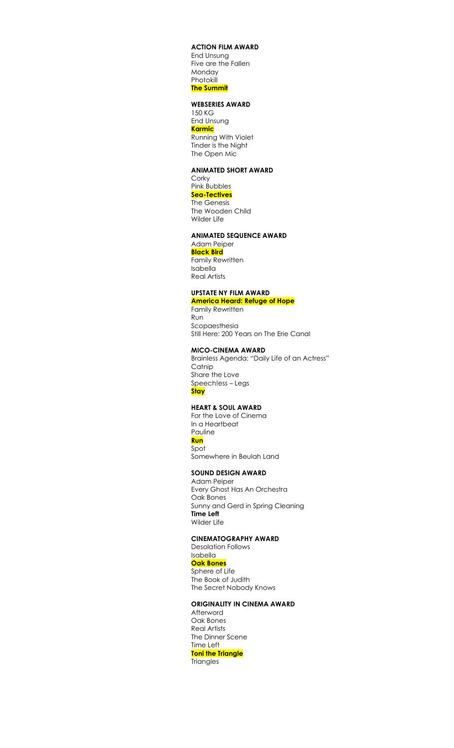**ACTION FILM AWARD**

End Unsung
Five are the Fallen
Monday
Photokill
**The Summit**

**WEBSERIES AWARD**

150 KG
End Unsung
**Karmic**
Running With Violet
Tinder is the Night
The Open Mic

**ANIMATED SHORT AWARD**

Corky
Pink Bubbles
**Sea-Tectives**
The Genesis
The Wooden Child
Wilder Life

**ANIMATED SEQUENCE AWARD**

Adam Peiper
**Black Bird**
Family Rewritten
Isabella
Real Artists

**UPSTATE NY FILM AWARD**

**America Heard: Refuge of Hope**
Family Rewritten
Run
Scopaesthesia
Still Here: 200 Years on The Erie Canal

**MICO-CINEMA AWARD**

Brainless Agenda: "Daily Life of an Actress"
Catnip
Share the Love
Speech!ess – Legs
**Stay**

**HEART & SOUL AWARD**

For the Love of Cinema
In a Heartbeat
Pauline
**Run**
Spot
Somewhere in Beulah Land

**SOUND DESIGN AWARD**

Adam Peiper
Every Ghost Has An Orchestra
Oak Bones
Sunny and Gerd in Spring Cleaning
**Time Left**
Wilder Life

**CINEMATOGRAPHY AWARD**

Desolation Follows
Isabella
**Oak Bones**
Sphere of Life
The Book of Judith
The Secret Nobody Knows

**ORIGINALITY IN CINEMA AWARD**

Afterword
Oak Bones
Real Artists
The Dinner Scene
Time Left
**Toni the Triangle**
Triangles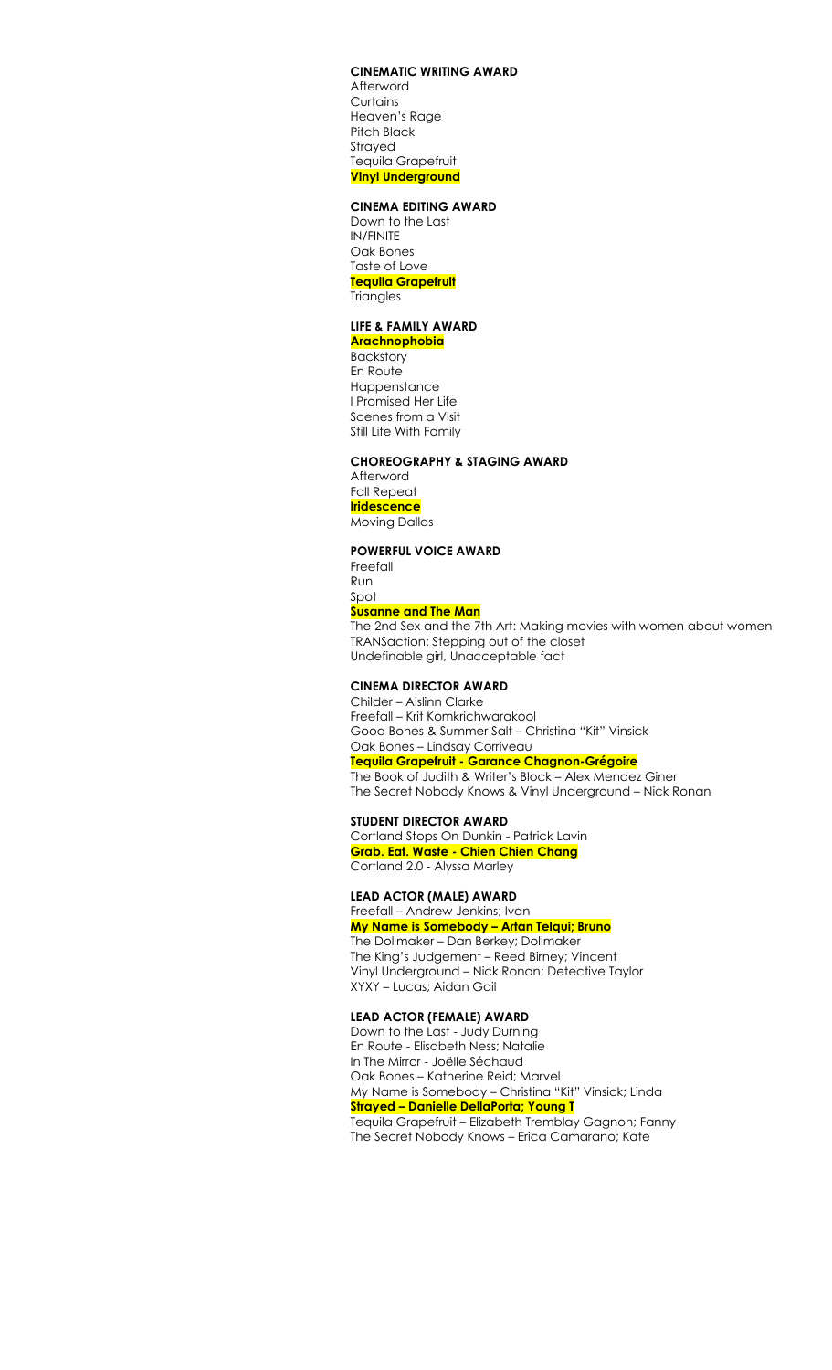### CINEMATIC WRITING AWARD

Afterword
Curtains
Heaven's Rage
Pitch Black
Strayed
Tequila Grapefruit
**Vinyl Underground**

### CINEMA EDITING AWARD

Down to the Last
IN/FINITE
Oak Bones
Taste of Love
**Tequila Grapefruit**
Triangles

### LIFE & FAMILY AWARD

**Arachnophobia**
Backstory
En Route
Happenstance
I Promised Her Life
Scenes from a Visit
Still Life With Family

### CHOREOGRAPHY & STAGING AWARD

Afterword
Fall Repeat
**Iridescence**
Moving Dallas

### POWERFUL VOICE AWARD

Freefall
Run
Spot
**Susanne and The Man**
The 2nd Sex and the 7th Art: Making movies with women about women
TRANSaction: Stepping out of the closet
Undefinable girl, Unacceptable fact

### CINEMA DIRECTOR AWARD

Childer – Aislinn Clarke
Freefall – Krit Komkrichwarakool
Good Bones & Summer Salt – Christina "Kit" Vinsick
Oak Bones – Lindsay Corriveau
**Tequila Grapefruit - Garance Chagnon-Grégoire**
The Book of Judith & Writer's Block – Alex Mendez Giner
The Secret Nobody Knows & Vinyl Underground – Nick Ronan

### STUDENT DIRECTOR AWARD

Cortland Stops On Dunkin - Patrick Lavin
**Grab. Eat. Waste - Chien Chien Chang**
Cortland 2.0 - Alyssa Marley

### LEAD ACTOR (MALE) AWARD

Freefall – Andrew Jenkins; Ivan
**My Name is Somebody – Artan Telqui; Bruno**
The Dollmaker – Dan Berkey; Dollmaker
The King's Judgement – Reed Birney; Vincent
Vinyl Underground – Nick Ronan; Detective Taylor
XYXY – Lucas; Aidan Gail

### LEAD ACTOR (FEMALE) AWARD

Down to the Last - Judy Durning
En Route - Elisabeth Ness; Natalie
In The Mirror - Joëlle Séchaud
Oak Bones – Katherine Reid; Marvel
My Name is Somebody – Christina "Kit" Vinsick; Linda
**Strayed – Danielle DellaPorta; Young T**
Tequila Grapefruit – Elizabeth Tremblay Gagnon; Fanny
The Secret Nobody Knows – Erica Camarano; Kate